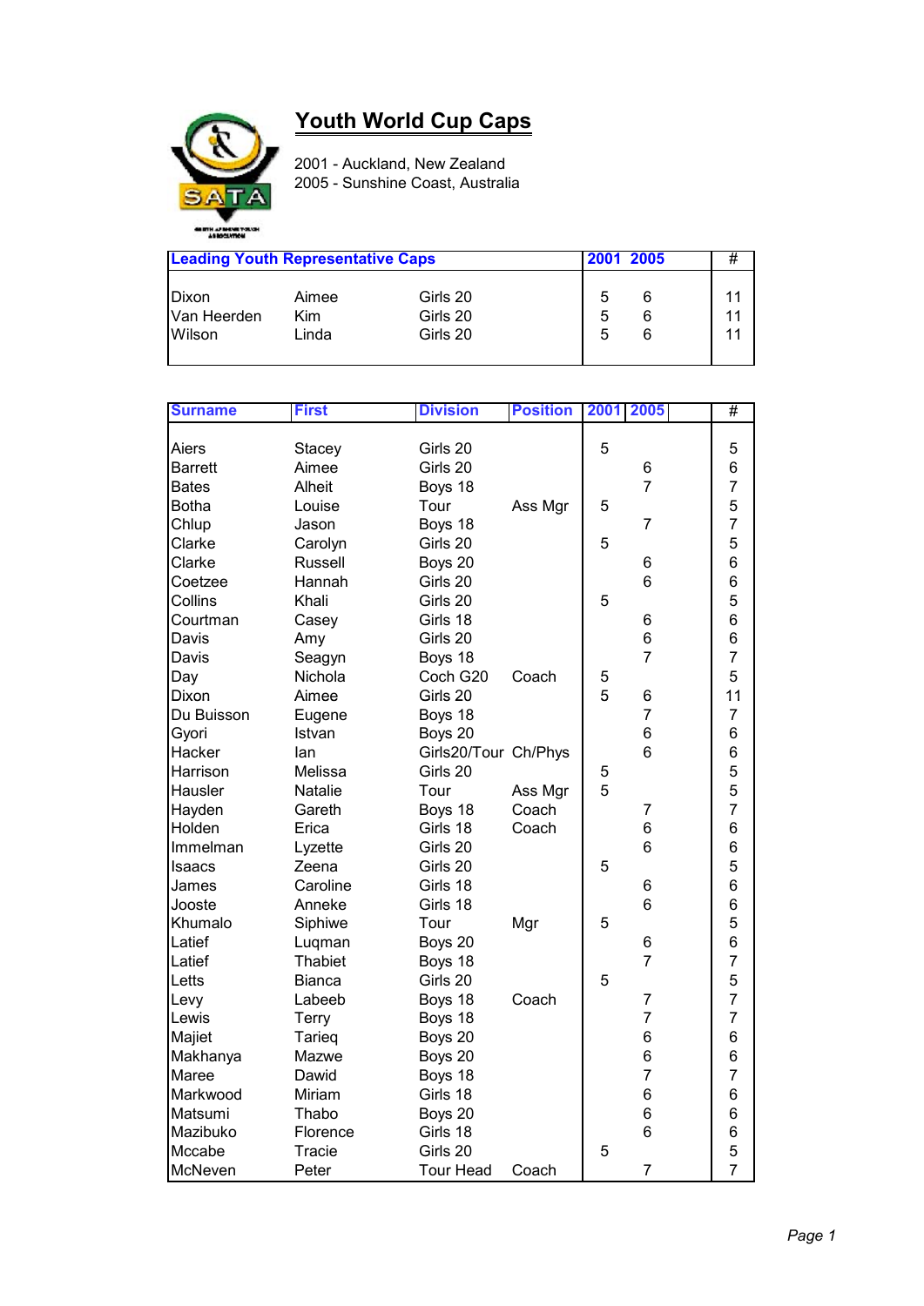# Youth World Cup Caps

2001 - Auckland, New Zealand
2005 - Sunshine Coast, Australia

| Leading Youth Representative Caps | | | 2001 | 2005 | # |
|---|---|---|---|---|---|
| Dixon | Aimee | Girls 20 | 5 | 6 | 11 |
| Van Heerden | Kim | Girls 20 | 5 | 6 | 11 |
| Wilson | Linda | Girls 20 | 5 | 6 | 11 |

| Surname | First | Division | Position | 2001 | 2005 | # |
|---|---|---|---|---|---|---|
| Aiers | Stacey | Girls 20 | | 5 | | 5 |
| Barrett | Aimee | Girls 20 | | | 6 | 6 |
| Bates | Alheit | Boys 18 | | | 7 | 7 |
| Botha | Louise | Tour | Ass Mgr | 5 | | 5 |
| Chlup | Jason | Boys 18 | | | 7 | 7 |
| Clarke | Carolyn | Girls 20 | | 5 | | 5 |
| Clarke | Russell | Boys 20 | | | 6 | 6 |
| Coetzee | Hannah | Girls 20 | | | 6 | 6 |
| Collins | Khali | Girls 20 | | 5 | | 5 |
| Courtman | Casey | Girls 18 | | | 6 | 6 |
| Davis | Amy | Girls 20 | | | 6 | 6 |
| Davis | Seagyn | Boys 18 | | | 7 | 7 |
| Day | Nichola | Coch G20 | Coach | 5 | | 5 |
| Dixon | Aimee | Girls 20 | | 5 | 6 | 11 |
| Du Buisson | Eugene | Boys 18 | | | 7 | 7 |
| Gyori | Istvan | Boys 20 | | | 6 | 6 |
| Hacker | Ian | Girls20/Tour | Ch/Phys | | 6 | 6 |
| Harrison | Melissa | Girls 20 | | 5 | | 5 |
| Hausler | Natalie | Tour | Ass Mgr | 5 | | 5 |
| Hayden | Gareth | Boys 18 | Coach | | 7 | 7 |
| Holden | Erica | Girls 18 | Coach | | 6 | 6 |
| Immelman | Lyzette | Girls 20 | | | 6 | 6 |
| Isaacs | Zeena | Girls 20 | | 5 | | 5 |
| James | Caroline | Girls 18 | | | 6 | 6 |
| Jooste | Anneke | Girls 18 | | | 6 | 6 |
| Khumalo | Siphiwe | Tour | Mgr | 5 | | 5 |
| Latief | Luqman | Boys 20 | | | 6 | 6 |
| Latief | Thabiet | Boys 18 | | | 7 | 7 |
| Letts | Bianca | Girls 20 | | 5 | | 5 |
| Levy | Labeeb | Boys 18 | Coach | | 7 | 7 |
| Lewis | Terry | Boys 18 | | | 7 | 7 |
| Majiet | Tarieq | Boys 20 | | | 6 | 6 |
| Makhanya | Mazwe | Boys 20 | | | 6 | 6 |
| Maree | Dawid | Boys 18 | | | 7 | 7 |
| Markwood | Miriam | Girls 18 | | | 6 | 6 |
| Matsumi | Thabo | Boys 20 | | | 6 | 6 |
| Mazibuko | Florence | Girls 18 | | | 6 | 6 |
| Mccabe | Tracie | Girls 20 | | 5 | | 5 |
| McNeven | Peter | Tour Head | Coach | | 7 | 7 |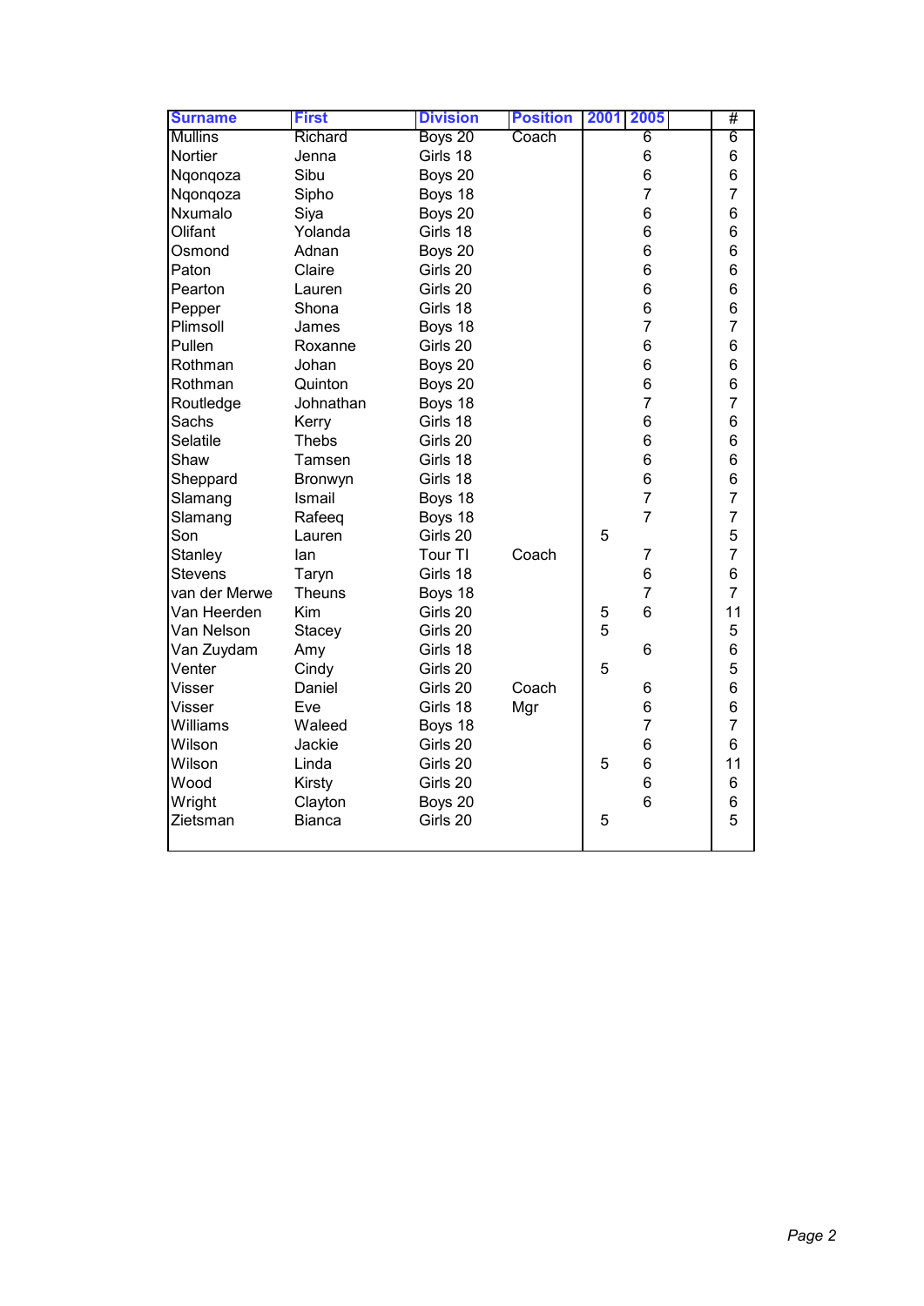| Surname | First | Division | Position | 2001 | 2005 | | # |
|---|---|---|---|---|---|---|---|
| Mullins | Richard | Boys 20 | Coach | | 6 | | 6 |
| Nortier | Jenna | Girls 18 | | | 6 | | 6 |
| Nqonqoza | Sibu | Boys 20 | | | 6 | | 6 |
| Nqonqoza | Sipho | Boys 18 | | | 7 | | 7 |
| Nxumalo | Siya | Boys 20 | | | 6 | | 6 |
| Olifant | Yolanda | Girls 18 | | | 6 | | 6 |
| Osmond | Adnan | Boys 20 | | | 6 | | 6 |
| Paton | Claire | Girls 20 | | | 6 | | 6 |
| Pearton | Lauren | Girls 20 | | | 6 | | 6 |
| Pepper | Shona | Girls 18 | | | 6 | | 6 |
| Plimsoll | James | Boys 18 | | | 7 | | 7 |
| Pullen | Roxanne | Girls 20 | | | 6 | | 6 |
| Rothman | Johan | Boys 20 | | | 6 | | 6 |
| Rothman | Quinton | Boys 20 | | | 6 | | 6 |
| Routledge | Johnathan | Boys 18 | | | 7 | | 7 |
| Sachs | Kerry | Girls 18 | | | 6 | | 6 |
| Selatile | Thebs | Girls 20 | | | 6 | | 6 |
| Shaw | Tamsen | Girls 18 | | | 6 | | 6 |
| Sheppard | Bronwyn | Girls 18 | | | 6 | | 6 |
| Slamang | Ismail | Boys 18 | | | 7 | | 7 |
| Slamang | Rafeeq | Boys 18 | | | 7 | | 7 |
| Son | Lauren | Girls 20 | | 5 | | | 5 |
| Stanley | Ian | Tour TI | Coach | | 7 | | 7 |
| Stevens | Taryn | Girls 18 | | | 6 | | 6 |
| van der Merwe | Theuns | Boys 18 | | | 7 | | 7 |
| Van Heerden | Kim | Girls 20 | | 5 | 6 | | 11 |
| Van Nelson | Stacey | Girls 20 | | 5 | | | 5 |
| Van Zuydam | Amy | Girls 18 | | | 6 | | 6 |
| Venter | Cindy | Girls 20 | | 5 | | | 5 |
| Visser | Daniel | Girls 20 | Coach | | 6 | | 6 |
| Visser | Eve | Girls 18 | Mgr | | 6 | | 6 |
| Williams | Waleed | Boys 18 | | | 7 | | 7 |
| Wilson | Jackie | Girls 20 | | | 6 | | 6 |
| Wilson | Linda | Girls 20 | | 5 | 6 | | 11 |
| Wood | Kirsty | Girls 20 | | | 6 | | 6 |
| Wright | Clayton | Boys 20 | | | 6 | | 6 |
| Zietsman | Bianca | Girls 20 | | 5 | | | 5 |